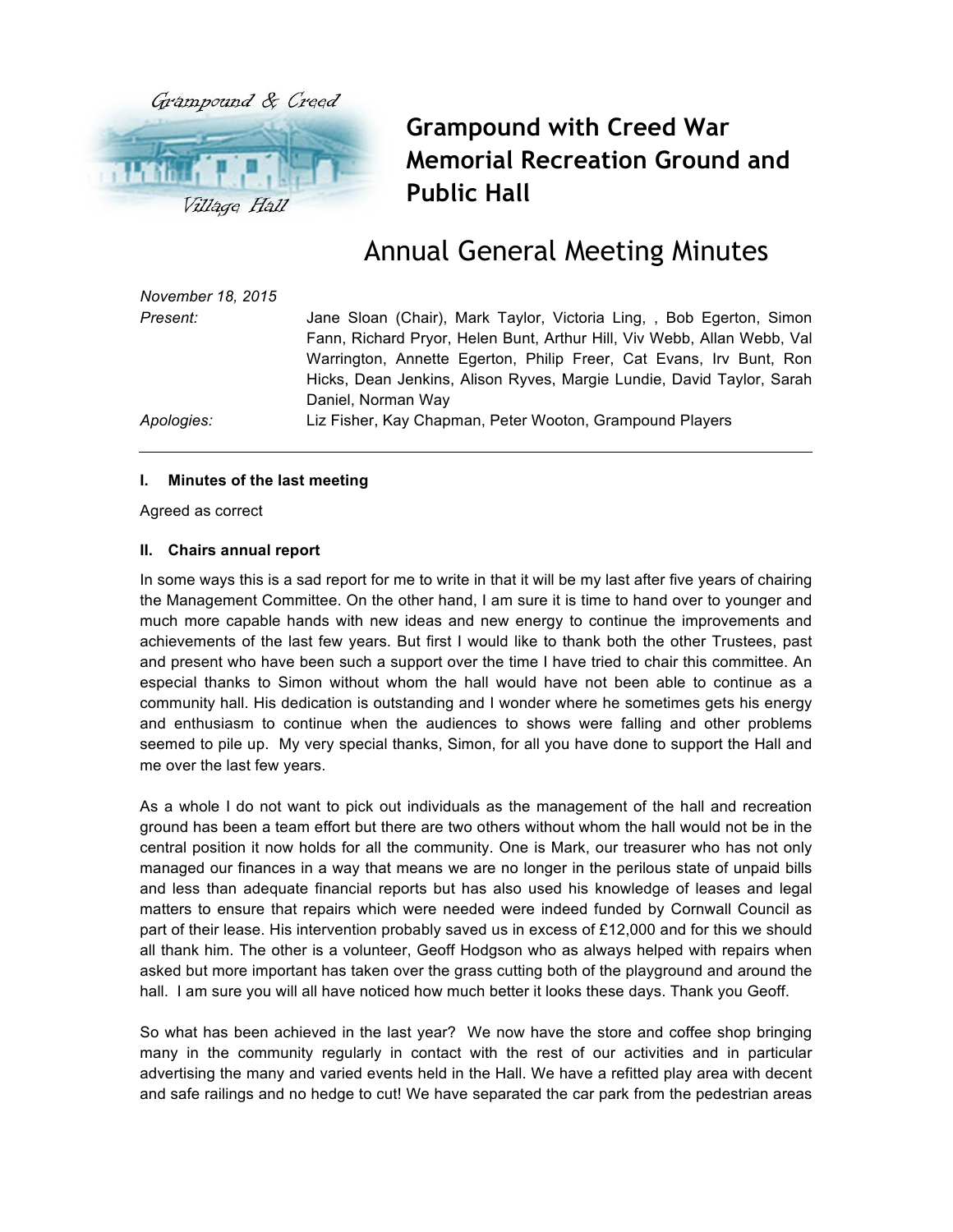# Grampound with Creed War Memorial Recreation Ground and Public Hall

## Annual General Meeting Minutes

*November 18, 2015*

*Present:* Jane Sloan (Chair), Mark Taylor, Victoria Ling, , Bob Egerton, Simon Fann, Richard Pryor, Helen Bunt, Arthur Hill, Viv Webb, Allan Webb, Val Warrington, Annette Egerton, Philip Freer, Cat Evans, Irv Bunt, Ron Hicks, Dean Jenkins, Alison Ryves, Margie Lundie, David Taylor, Sarah Daniel, Norman Way

*Apologies:* Liz Fisher, Kay Chapman, Peter Wooton, Grampound Players

---

### I. Minutes of the last meeting

Agreed as correct

### II. Chairs annual report

In some ways this is a sad report for me to write in that it will be my last after five years of chairing the Management Committee. On the other hand, I am sure it is time to hand over to younger and much more capable hands with new ideas and new energy to continue the improvements and achievements of the last few years. But first I would like to thank both the other Trustees, past and present who have been such a support over the time I have tried to chair this committee. An especial thanks to Simon without whom the hall would have not been able to continue as a community hall. His dedication is outstanding and I wonder where he sometimes gets his energy and enthusiasm to continue when the audiences to shows were falling and other problems seemed to pile up. My very special thanks, Simon, for all you have done to support the Hall and me over the last few years.

As a whole I do not want to pick out individuals as the management of the hall and recreation ground has been a team effort but there are two others without whom the hall would not be in the central position it now holds for all the community. One is Mark, our treasurer who has not only managed our finances in a way that means we are no longer in the perilous state of unpaid bills and less than adequate financial reports but has also used his knowledge of leases and legal matters to ensure that repairs which were needed were indeed funded by Cornwall Council as part of their lease. His intervention probably saved us in excess of £12,000 and for this we should all thank him. The other is a volunteer, Geoff Hodgson who as always helped with repairs when asked but more important has taken over the grass cutting both of the playground and around the hall. I am sure you will all have noticed how much better it looks these days. Thank you Geoff.

So what has been achieved in the last year? We now have the store and coffee shop bringing many in the community regularly in contact with the rest of our activities and in particular advertising the many and varied events held in the Hall. We have a refitted play area with decent and safe railings and no hedge to cut! We have separated the car park from the pedestrian areas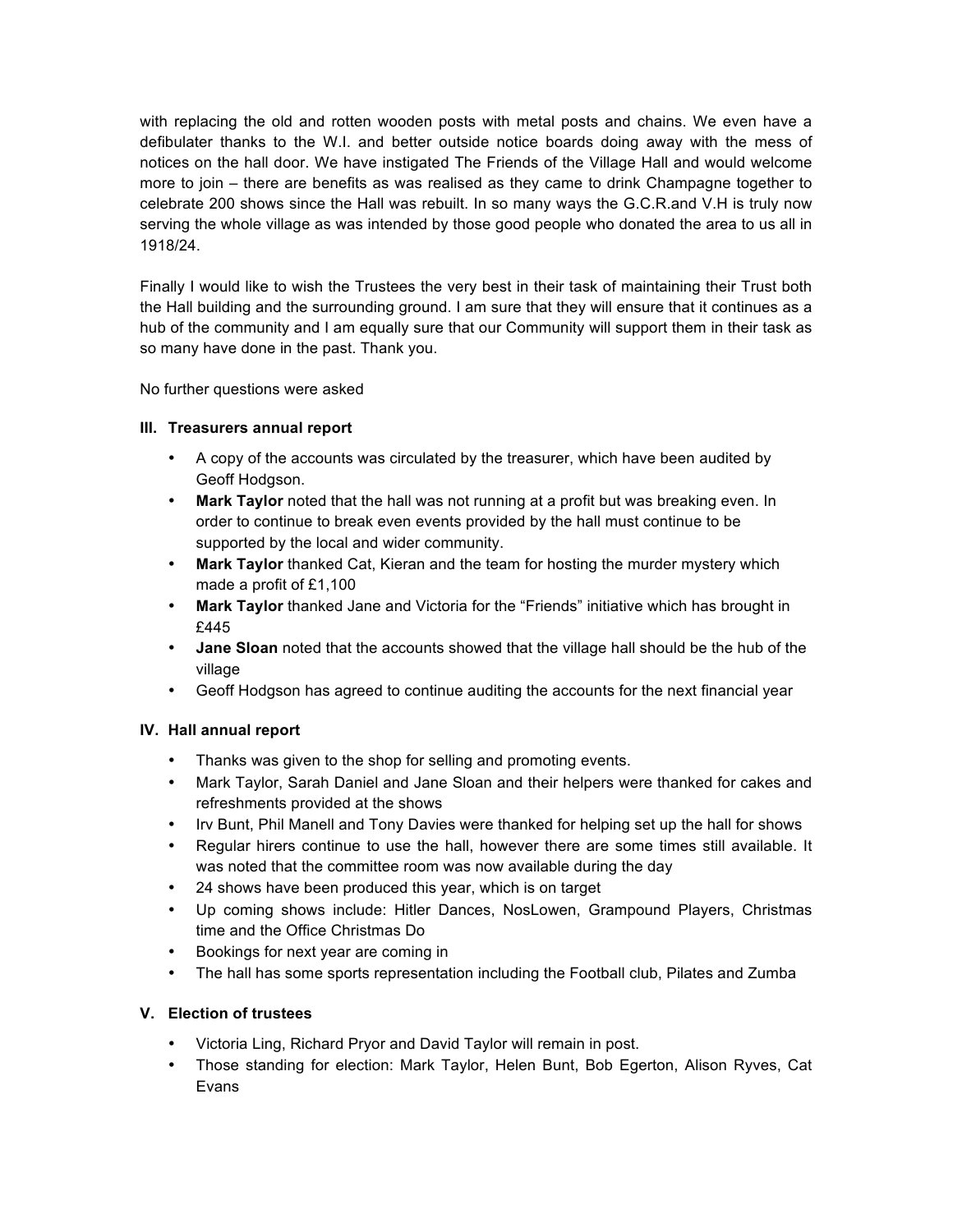with replacing the old and rotten wooden posts with metal posts and chains. We even have a defibulater thanks to the W.I. and better outside notice boards doing away with the mess of notices on the hall door. We have instigated The Friends of the Village Hall and would welcome more to join – there are benefits as was realised as they came to drink Champagne together to celebrate 200 shows since the Hall was rebuilt. In so many ways the G.C.R.and V.H is truly now serving the whole village as was intended by those good people who donated the area to us all in 1918/24.

Finally I would like to wish the Trustees the very best in their task of maintaining their Trust both the Hall building and the surrounding ground. I am sure that they will ensure that it continues as a hub of the community and I am equally sure that our Community will support them in their task as so many have done in the past. Thank you.

No further questions were asked

### III. Treasurers annual report

- A copy of the accounts was circulated by the treasurer, which have been audited by Geoff Hodgson.
- **Mark Taylor** noted that the hall was not running at a profit but was breaking even. In order to continue to break even events provided by the hall must continue to be supported by the local and wider community.
- **Mark Taylor** thanked Cat, Kieran and the team for hosting the murder mystery which made a profit of £1,100
- **Mark Taylor** thanked Jane and Victoria for the "Friends" initiative which has brought in £445
- **Jane Sloan** noted that the accounts showed that the village hall should be the hub of the village
- Geoff Hodgson has agreed to continue auditing the accounts for the next financial year

### IV. Hall annual report

- Thanks was given to the shop for selling and promoting events.
- Mark Taylor, Sarah Daniel and Jane Sloan and their helpers were thanked for cakes and refreshments provided at the shows
- Irv Bunt, Phil Manell and Tony Davies were thanked for helping set up the hall for shows
- Regular hirers continue to use the hall, however there are some times still available. It was noted that the committee room was now available during the day
- 24 shows have been produced this year, which is on target
- Up coming shows include: Hitler Dances, NosLowen, Grampound Players, Christmas time and the Office Christmas Do
- Bookings for next year are coming in
- The hall has some sports representation including the Football club, Pilates and Zumba

### V. Election of trustees

- Victoria Ling, Richard Pryor and David Taylor will remain in post.
- Those standing for election: Mark Taylor, Helen Bunt, Bob Egerton, Alison Ryves, Cat Evans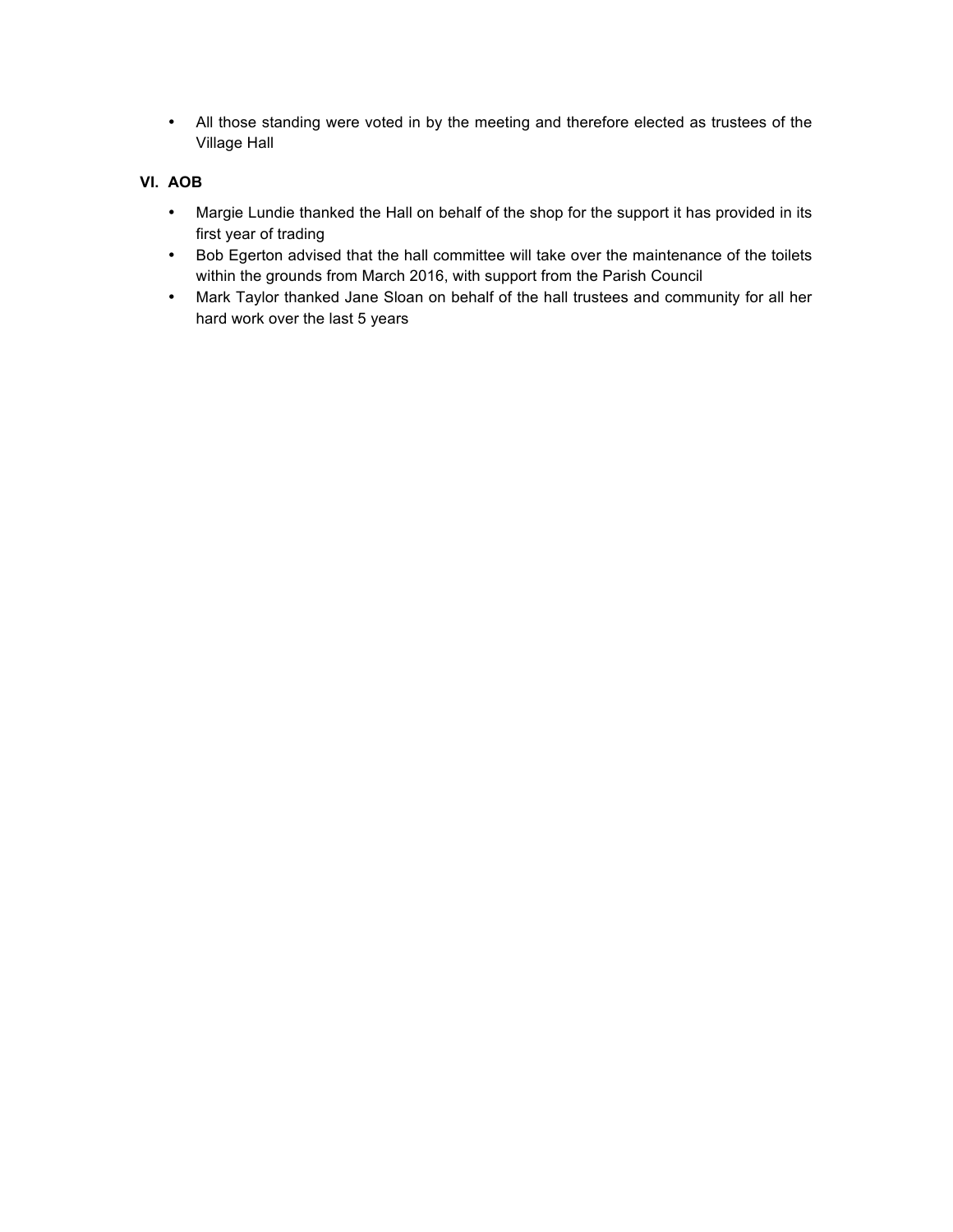- All those standing were voted in by the meeting and therefore elected as trustees of the Village Hall

## VI. AOB

- Margie Lundie thanked the Hall on behalf of the shop for the support it has provided in its first year of trading
- Bob Egerton advised that the hall committee will take over the maintenance of the toilets within the grounds from March 2016, with support from the Parish Council
- Mark Taylor thanked Jane Sloan on behalf of the hall trustees and community for all her hard work over the last 5 years